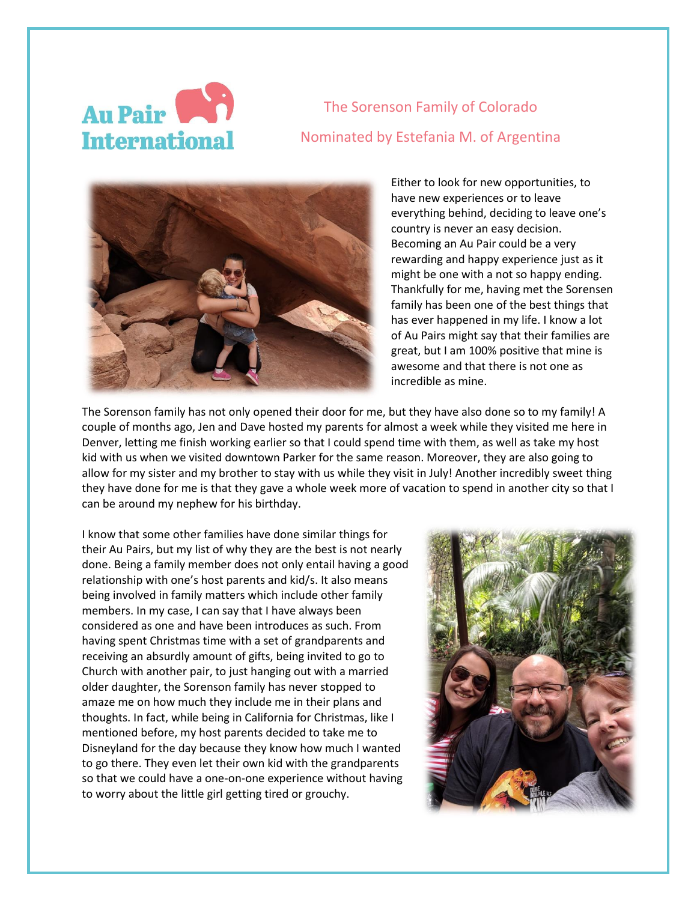Au Pair International

The Sorenson Family of Colorado

Nominated by Estefania M. of Argentina

Either to look for new opportunities, to have new experiences or to leave everything behind, deciding to leave one's country is never an easy decision. Becoming an Au Pair could be a very rewarding and happy experience just as it might be one with a not so happy ending. Thankfully for me, having met the Sorensen family has been one of the best things that has ever happened in my life. I know a lot of Au Pairs might say that their families are great, but I am 100% positive that mine is awesome and that there is not one as incredible as mine.

The Sorenson family has not only opened their door for me, but they have also done so to my family! A couple of months ago, Jen and Dave hosted my parents for almost a week while they visited me here in Denver, letting me finish working earlier so that I could spend time with them, as well as take my host kid with us when we visited downtown Parker for the same reason. Moreover, they are also going to allow for my sister and my brother to stay with us while they visit in July! Another incredibly sweet thing they have done for me is that they gave a whole week more of vacation to spend in another city so that I can be around my nephew for his birthday.

I know that some other families have done similar things for their Au Pairs, but my list of why they are the best is not nearly done. Being a family member does not only entail having a good relationship with one's host parents and kid/s. It also means being involved in family matters which include other family members. In my case, I can say that I have always been considered as one and have been introduces as such. From having spent Christmas time with a set of grandparents and receiving an absurdly amount of gifts, being invited to go to Church with another pair, to just hanging out with a married older daughter, the Sorenson family has never stopped to amaze me on how much they include me in their plans and thoughts. In fact, while being in California for Christmas, like I mentioned before, my host parents decided to take me to Disneyland for the day because they know how much I wanted to go there. They even let their own kid with the grandparents so that we could have a one-on-one experience without having to worry about the little girl getting tired or grouchy.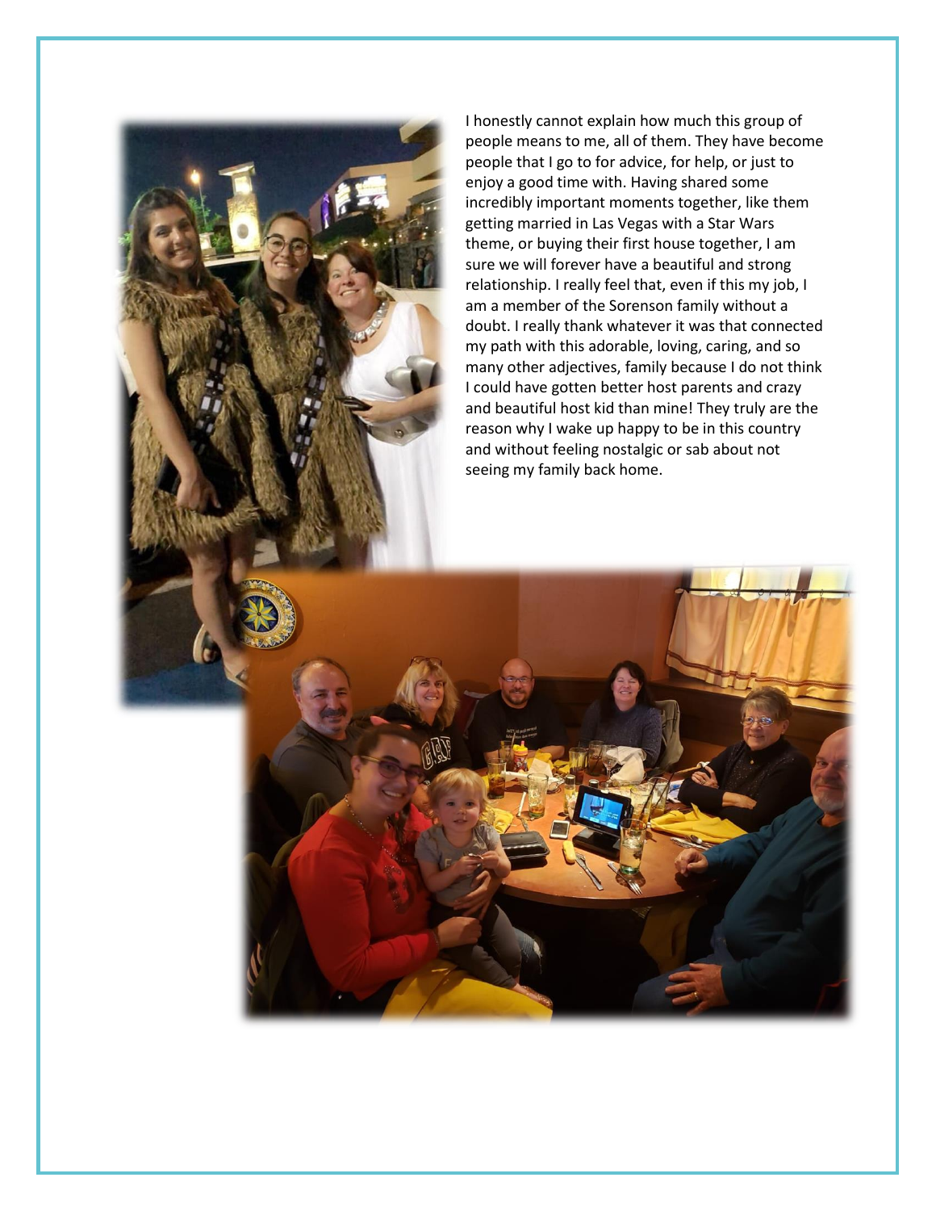I honestly cannot explain how much this group of people means to me, all of them. They have become people that I go to for advice, for help, or just to enjoy a good time with. Having shared some incredibly important moments together, like them getting married in Las Vegas with a Star Wars theme, or buying their first house together, I am sure we will forever have a beautiful and strong relationship. I really feel that, even if this my job, I am a member of the Sorenson family without a doubt. I really thank whatever it was that connected my path with this adorable, loving, caring, and so many other adjectives, family because I do not think I could have gotten better host parents and crazy and beautiful host kid than mine! They truly are the reason why I wake up happy to be in this country and without feeling nostalgic or sab about not seeing my family back home.